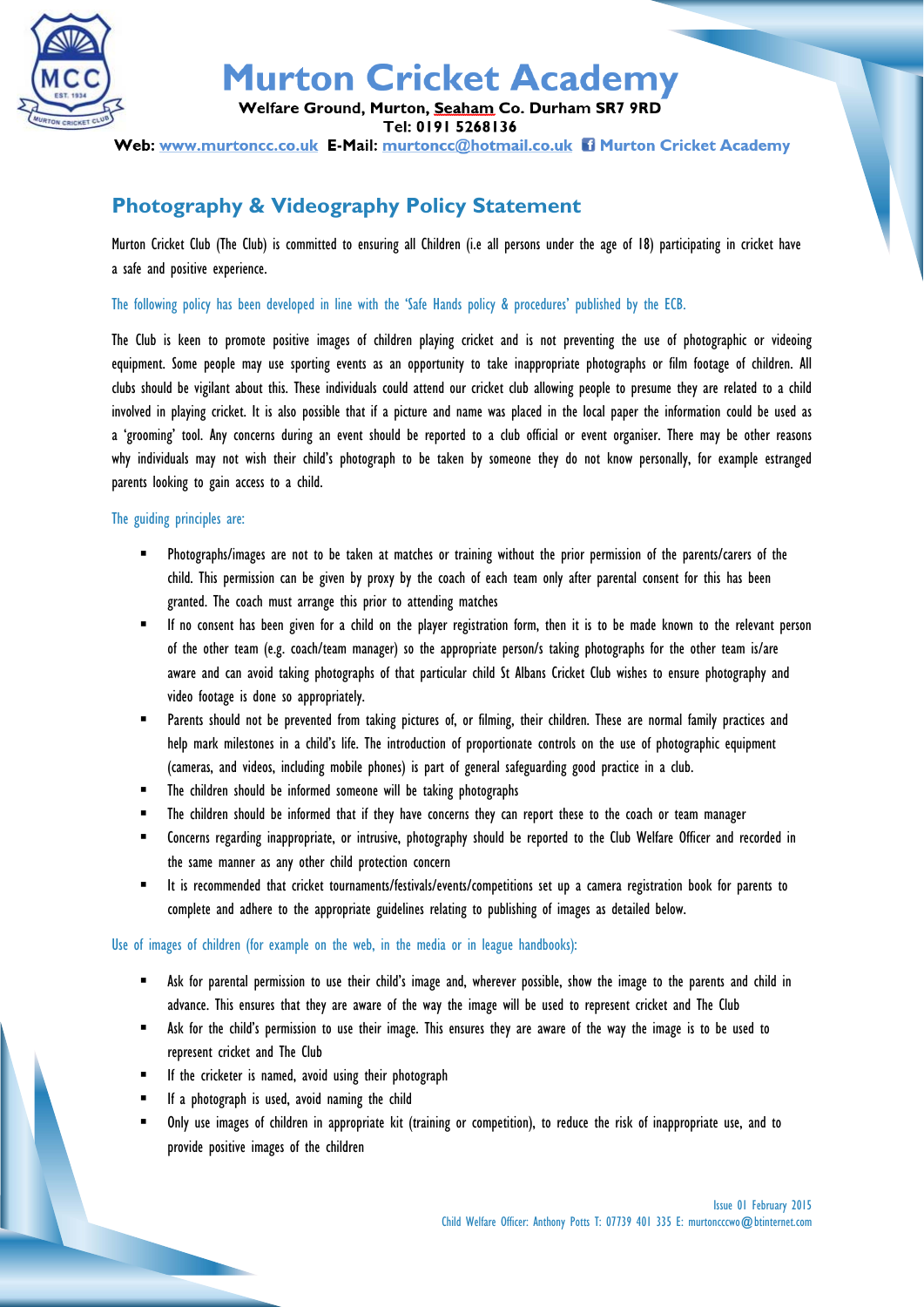# Murton Cricket Academy

**Welfare Ground, Murton, Seaham Co. Durham SR7 9RD**
**Tel: 0191 5268136**
**Web: www.murtoncc.co.uk E-Mail: murtoncc@hotmail.co.uk Murton Cricket Academy**

## Photography & Videography Policy Statement

Murton Cricket Club (The Club) is committed to ensuring all Children (i.e all persons under the age of 18) participating in cricket have a safe and positive experience.

The following policy has been developed in line with the 'Safe Hands policy & procedures' published by the ECB.

The Club is keen to promote positive images of children playing cricket and is not preventing the use of photographic or videoing equipment. Some people may use sporting events as an opportunity to take inappropriate photographs or film footage of children. All clubs should be vigilant about this. These individuals could attend our cricket club allowing people to presume they are related to a child involved in playing cricket. It is also possible that if a picture and name was placed in the local paper the information could be used as a 'grooming' tool. Any concerns during an event should be reported to a club official or event organiser. There may be other reasons why individuals may not wish their child's photograph to be taken by someone they do not know personally, for example estranged parents looking to gain access to a child.

The guiding principles are:

- Photographs/images are not to be taken at matches or training without the prior permission of the parents/carers of the child. This permission can be given by proxy by the coach of each team only after parental consent for this has been granted. The coach must arrange this prior to attending matches
- If no consent has been given for a child on the player registration form, then it is to be made known to the relevant person of the other team (e.g. coach/team manager) so the appropriate person/s taking photographs for the other team is/are aware and can avoid taking photographs of that particular child St Albans Cricket Club wishes to ensure photography and video footage is done so appropriately.
- Parents should not be prevented from taking pictures of, or filming, their children. These are normal family practices and help mark milestones in a child's life. The introduction of proportionate controls on the use of photographic equipment (cameras, and videos, including mobile phones) is part of general safeguarding good practice in a club.
- The children should be informed someone will be taking photographs
- The children should be informed that if they have concerns they can report these to the coach or team manager
- Concerns regarding inappropriate, or intrusive, photography should be reported to the Club Welfare Officer and recorded in the same manner as any other child protection concern
- It is recommended that cricket tournaments/festivals/events/competitions set up a camera registration book for parents to complete and adhere to the appropriate guidelines relating to publishing of images as detailed below.

Use of images of children (for example on the web, in the media or in league handbooks):

- Ask for parental permission to use their child's image and, wherever possible, show the image to the parents and child in advance. This ensures that they are aware of the way the image will be used to represent cricket and The Club
- Ask for the child's permission to use their image. This ensures they are aware of the way the image is to be used to represent cricket and The Club
- If the cricketer is named, avoid using their photograph
- If a photograph is used, avoid naming the child
- Only use images of children in appropriate kit (training or competition), to reduce the risk of inappropriate use, and to provide positive images of the children

Issue 01 February 2015
Child Welfare Officer: Anthony Potts T: 07739 401 335 E: murtonccwo@btinternet.com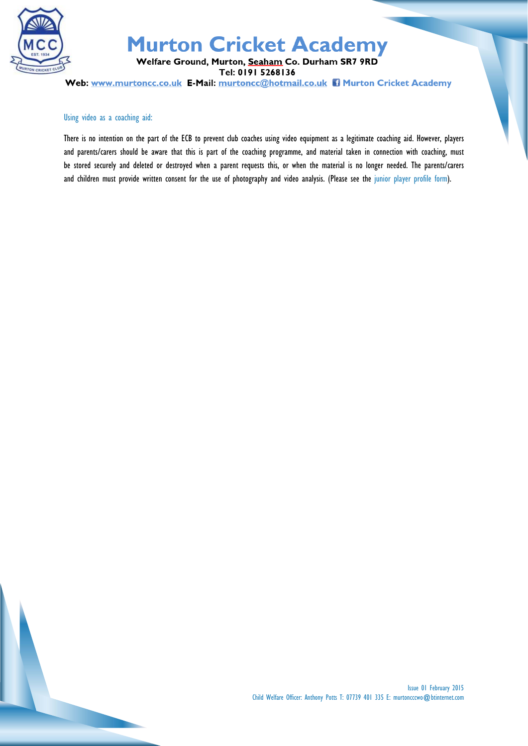Using video as a coaching aid:

There is no intention on the part of the ECB to prevent club coaches using video equipment as a legitimate coaching aid. However, players and parents/carers should be aware that this is part of the coaching programme, and material taken in connection with coaching, must be stored securely and deleted or destroyed when a parent requests this, or when the material is no longer needed. The parents/carers and children must provide written consent for the use of photography and video analysis. (Please see the junior player profile form).